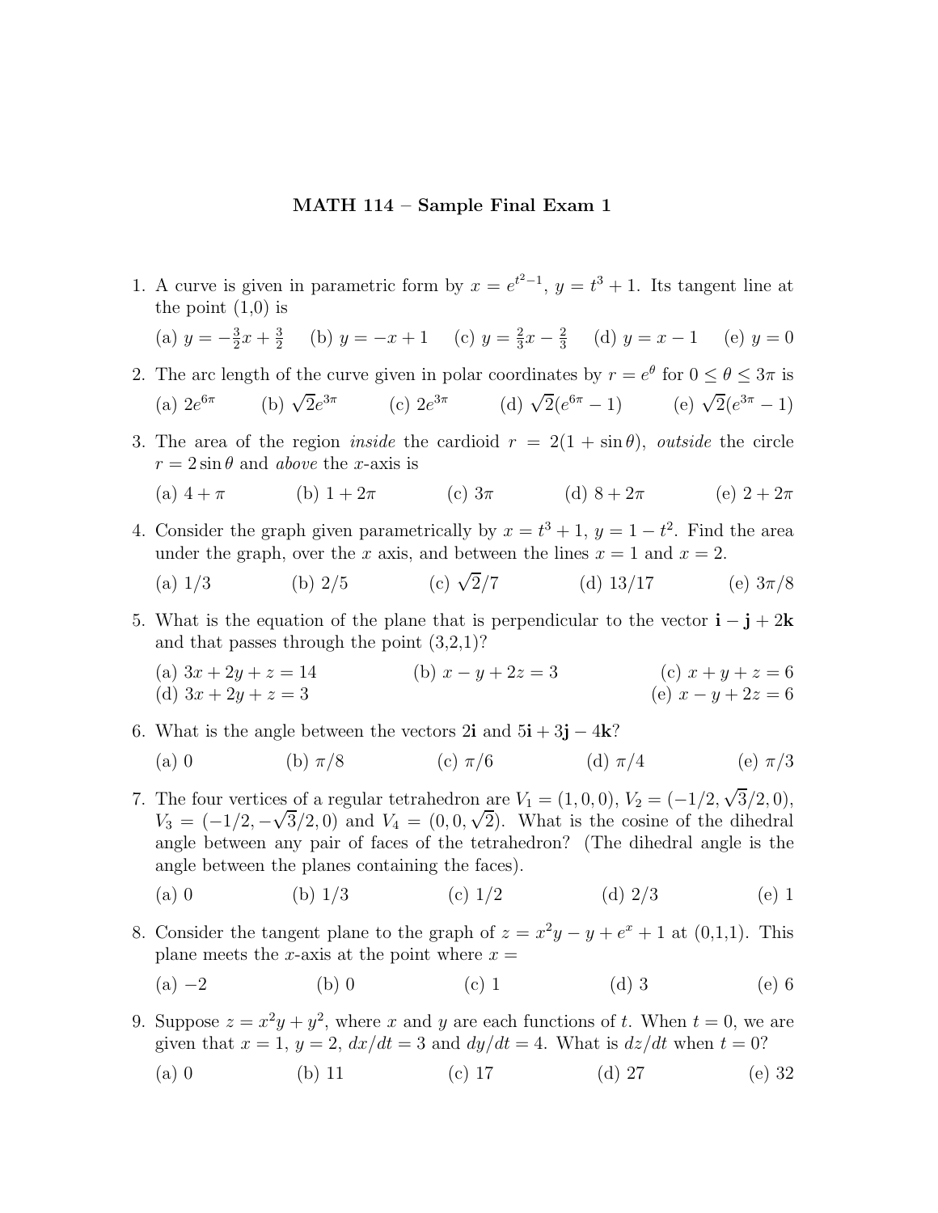# MATH 114 – Sample Final Exam 1

1. A curve is given in parametric form by $x = e^{t^2-1}$, $y = t^3 + 1$. Its tangent line at the point (1,0) is

   (a) $y = -\frac{3}{2}x + \frac{3}{2}$ (b) $y = -x + 1$ (c) $y = \frac{2}{3}x - \frac{2}{3}$ (d) $y = x - 1$ (e) $y = 0$

2. The arc length of the curve given in polar coordinates by $r = e^\theta$ for $0 \le \theta \le 3\pi$ is

   (a) $2e^{6\pi}$ (b) $\sqrt{2}e^{3\pi}$ (c) $2e^{3\pi}$ (d) $\sqrt{2}(e^{6\pi} - 1)$ (e) $\sqrt{2}(e^{3\pi} - 1)$

3. The area of the region *inside* the cardioid $r = 2(1 + \sin\theta)$, *outside* the circle $r = 2\sin\theta$ and *above* the $x$-axis is

   (a) $4 + \pi$ (b) $1 + 2\pi$ (c) $3\pi$ (d) $8 + 2\pi$ (e) $2 + 2\pi$

4. Consider the graph given parametrically by $x = t^3 + 1$, $y = 1 - t^2$. Find the area under the graph, over the $x$ axis, and between the lines $x = 1$ and $x = 2$.

   (a) $1/3$ (b) $2/5$ (c) $\sqrt{2}/7$ (d) $13/17$ (e) $3\pi/8$

5. What is the equation of the plane that is perpendicular to the vector $\mathbf{i} - \mathbf{j} + 2\mathbf{k}$ and that passes through the point (3,2,1)?

   (a) $3x + 2y + z = 14$ (b) $x - y + 2z = 3$ (c) $x + y + z = 6$
   (d) $3x + 2y + z = 3$ (e) $x - y + 2z = 6$

6. What is the angle between the vectors $2\mathbf{i}$ and $5\mathbf{i} + 3\mathbf{j} - 4\mathbf{k}$?

   (a) 0 (b) $\pi/8$ (c) $\pi/6$ (d) $\pi/4$ (e) $\pi/3$

7. The four vertices of a regular tetrahedron are $V_1 = (1, 0, 0)$, $V_2 = (-1/2, \sqrt{3}/2, 0)$, $V_3 = (-1/2, -\sqrt{3}/2, 0)$ and $V_4 = (0, 0, \sqrt{2})$. What is the cosine of the dihedral angle between any pair of faces of the tetrahedron? (The dihedral angle is the angle between the planes containing the faces).

   (a) 0 (b) $1/3$ (c) $1/2$ (d) $2/3$ (e) 1

8. Consider the tangent plane to the graph of $z = x^2y - y + e^x + 1$ at (0,1,1). This plane meets the $x$-axis at the point where $x =$

   (a) $-2$ (b) 0 (c) 1 (d) 3 (e) 6

9. Suppose $z = x^2y + y^2$, where $x$ and $y$ are each functions of $t$. When $t = 0$, we are given that $x = 1$, $y = 2$, $dx/dt = 3$ and $dy/dt = 4$. What is $dz/dt$ when $t = 0$?

   (a) 0 (b) 11 (c) 17 (d) 27 (e) 32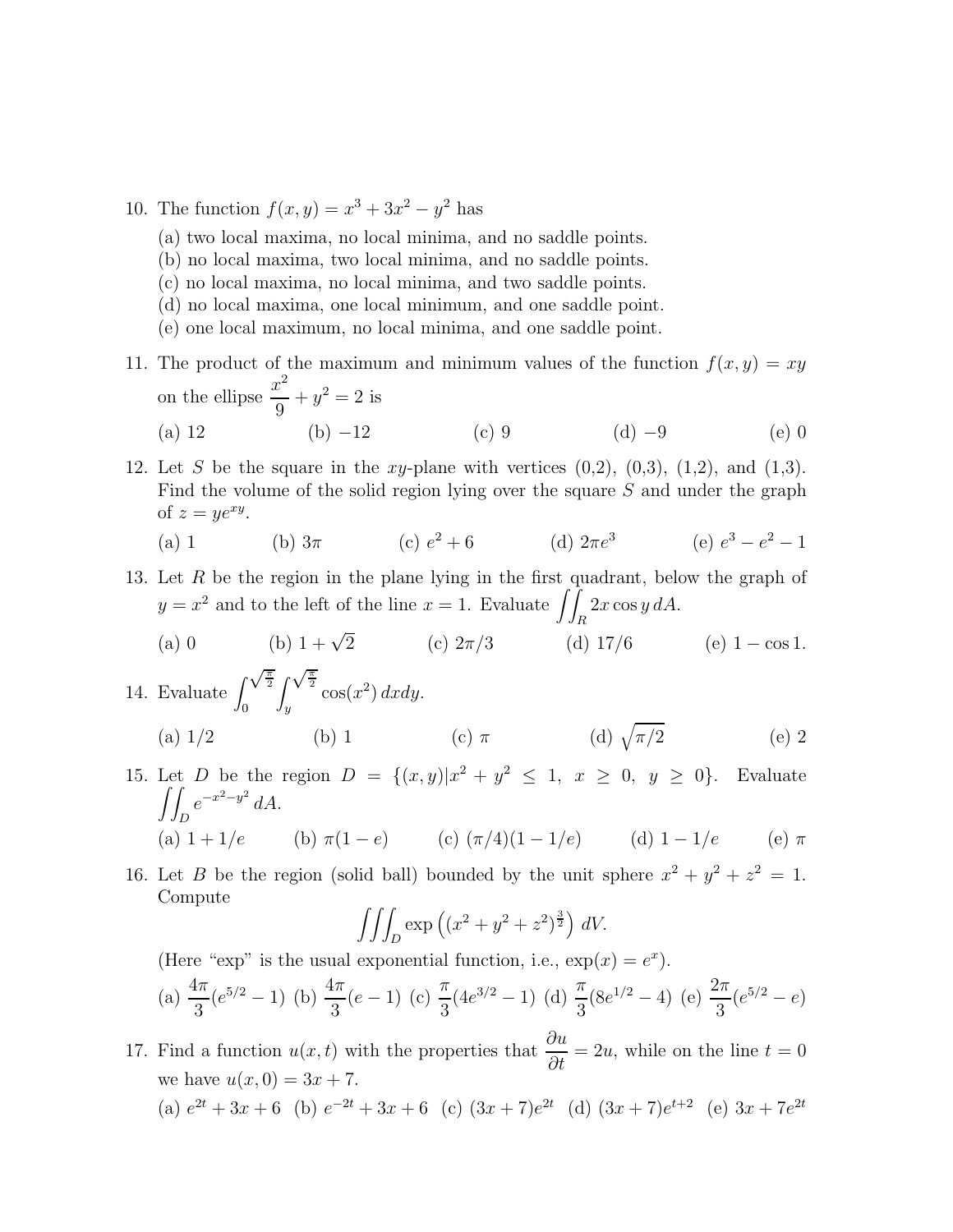10. The function $f(x, y) = x^3 + 3x^2 - y^2$ has

    (a) two local maxima, no local minima, and no saddle points.
    (b) no local maxima, two local minima, and no saddle points.
    (c) no local maxima, no local minima, and two saddle points.
    (d) no local maxima, one local minimum, and one saddle point.
    (e) one local maximum, no local minima, and one saddle point.

11. The product of the maximum and minimum values of the function $f(x, y) = xy$ on the ellipse $\dfrac{x^2}{9} + y^2 = 2$ is

    (a) 12 (b) $-12$ (c) 9 (d) $-9$ (e) 0

12. Let $S$ be the square in the $xy$-plane with vertices (0,2), (0,3), (1,2), and (1,3). Find the volume of the solid region lying over the square $S$ and under the graph of $z = ye^{xy}$.

    (a) 1 (b) $3\pi$ (c) $e^2 + 6$ (d) $2\pi e^3$ (e) $e^3 - e^2 - 1$

13. Let $R$ be the region in the plane lying in the first quadrant, below the graph of $y = x^2$ and to the left of the line $x = 1$. Evaluate $\displaystyle\iint_R 2x \cos y \, dA$.

    (a) 0 (b) $1 + \sqrt{2}$ (c) $2\pi/3$ (d) $17/6$ (e) $1 - \cos 1$.

14. Evaluate $\displaystyle\int_0^{\sqrt{\frac{\pi}{2}}} \int_y^{\sqrt{\frac{\pi}{2}}} \cos(x^2) \, dx dy$.

    (a) $1/2$ (b) 1 (c) $\pi$ (d) $\sqrt{\pi/2}$ (e) 2

15. Let $D$ be the region $D = \{(x, y) | x^2 + y^2 \leq 1, \ x \geq 0, \ y \geq 0\}$. Evaluate $\displaystyle\iint_D e^{-x^2-y^2} \, dA$.

    (a) $1 + 1/e$ (b) $\pi(1 - e)$ (c) $(\pi/4)(1 - 1/e)$ (d) $1 - 1/e$ (e) $\pi$

16. Let $B$ be the region (solid ball) bounded by the unit sphere $x^2 + y^2 + z^2 = 1$. Compute

    $$\iiint_D \exp\left((x^2 + y^2 + z^2)^{\frac{3}{2}}\right) \, dV.$$

    (Here "exp" is the usual exponential function, i.e., $\exp(x) = e^x$).

    (a) $\dfrac{4\pi}{3}(e^{5/2} - 1)$ (b) $\dfrac{4\pi}{3}(e - 1)$ (c) $\dfrac{\pi}{3}(4e^{3/2} - 1)$ (d) $\dfrac{\pi}{3}(8e^{1/2} - 4)$ (e) $\dfrac{2\pi}{3}(e^{5/2} - e)$

17. Find a function $u(x, t)$ with the properties that $\dfrac{\partial u}{\partial t} = 2u$, while on the line $t = 0$ we have $u(x, 0) = 3x + 7$.

    (a) $e^{2t} + 3x + 6$ (b) $e^{-2t} + 3x + 6$ (c) $(3x + 7)e^{2t}$ (d) $(3x + 7)e^{t+2}$ (e) $3x + 7e^{2t}$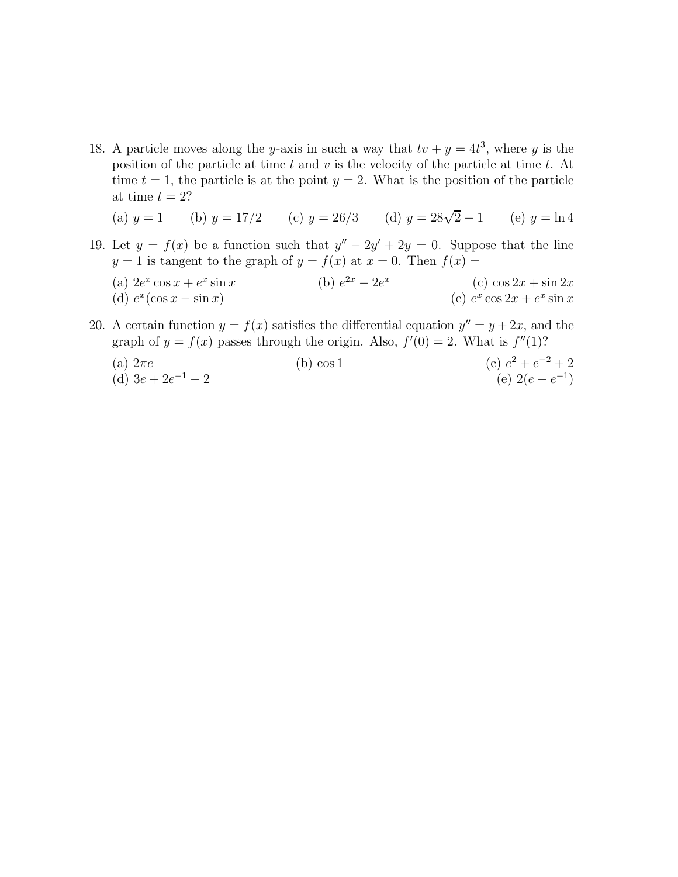18. A particle moves along the $y$-axis in such a way that $tv + y = 4t^3$, where $y$ is the position of the particle at time $t$ and $v$ is the velocity of the particle at time $t$. At time $t = 1$, the particle is at the point $y = 2$. What is the position of the particle at time $t = 2$?

    (a) $y = 1$ (b) $y = 17/2$ (c) $y = 26/3$ (d) $y = 28\sqrt{2} - 1$ (e) $y = \ln 4$

19. Let $y = f(x)$ be a function such that $y'' - 2y' + 2y = 0$. Suppose that the line $y = 1$ is tangent to the graph of $y = f(x)$ at $x = 0$. Then $f(x) =$

    (a) $2e^x \cos x + e^x \sin x$ (b) $e^{2x} - 2e^x$ (c) $\cos 2x + \sin 2x$
    (d) $e^x(\cos x - \sin x)$ (e) $e^x \cos 2x + e^x \sin x$

20. A certain function $y = f(x)$ satisfies the differential equation $y'' = y + 2x$, and the graph of $y = f(x)$ passes through the origin. Also, $f'(0) = 2$. What is $f''(1)$?

    (a) $2\pi e$ (b) $\cos 1$ (c) $e^2 + e^{-2} + 2$
    (d) $3e + 2e^{-1} - 2$ (e) $2(e - e^{-1})$